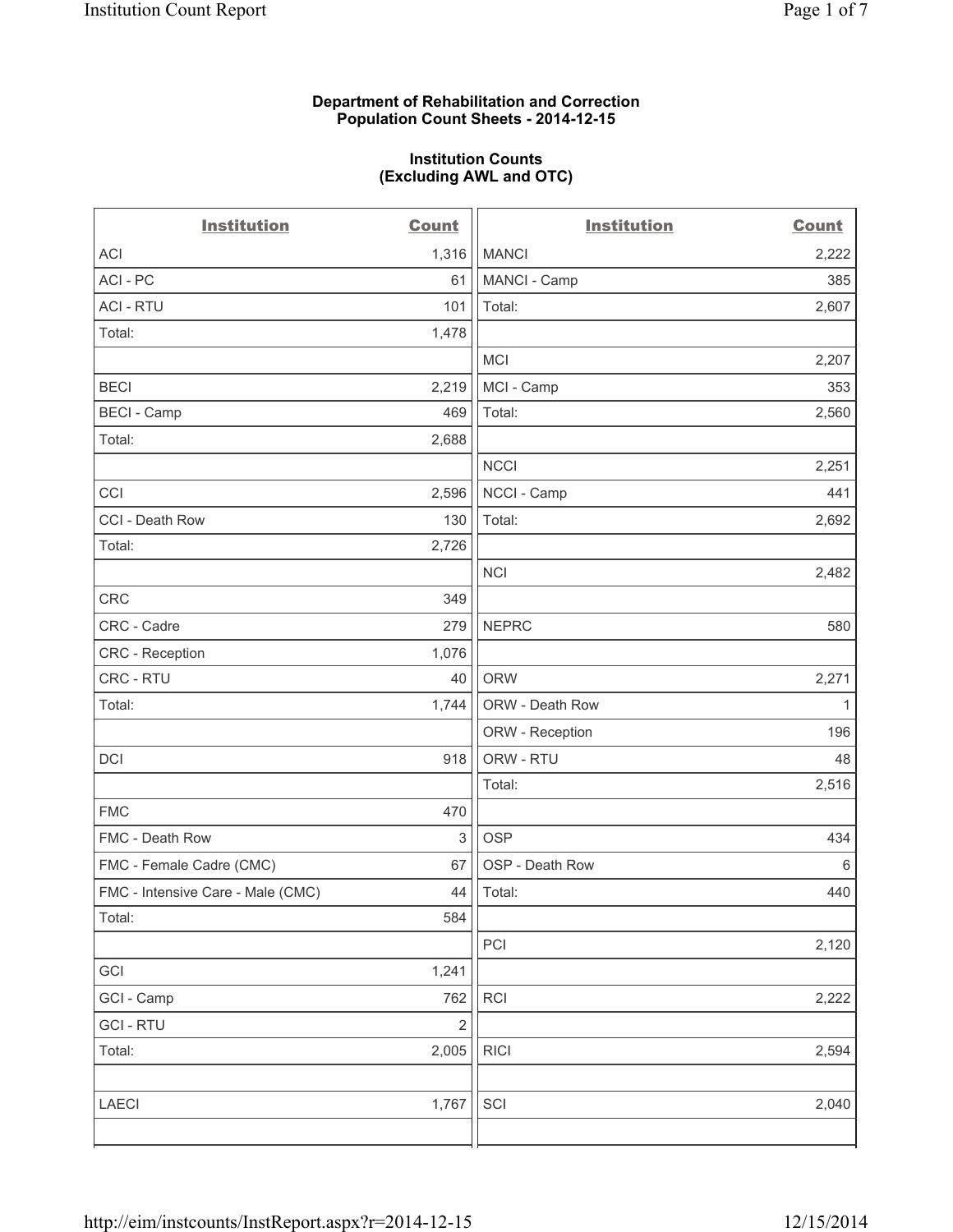**Department of Rehabilitation and Correction**
**Population Count Sheets - 2014-12-15**

**Institution Counts**
**(Excluding AWL and OTC)**

| Institution | Count | Institution | Count |
|---|---|---|---|
| ACI | 1,316 | MANCI | 2,222 |
| ACI - PC | 61 | MANCI - Camp | 385 |
| ACI - RTU | 101 | Total: | 2,607 |
| Total: | 1,478 | | |
| | | MCI | 2,207 |
| BECI | 2,219 | MCI - Camp | 353 |
| BECI - Camp | 469 | Total: | 2,560 |
| Total: | 2,688 | | |
| | | NCCI | 2,251 |
| CCI | 2,596 | NCCI - Camp | 441 |
| CCI - Death Row | 130 | Total: | 2,692 |
| Total: | 2,726 | | |
| | | NCI | 2,482 |
| CRC | 349 | | |
| CRC - Cadre | 279 | NEPRC | 580 |
| CRC - Reception | 1,076 | | |
| CRC - RTU | 40 | ORW | 2,271 |
| Total: | 1,744 | ORW - Death Row | 1 |
| | | ORW - Reception | 196 |
| DCI | 918 | ORW - RTU | 48 |
| | | Total: | 2,516 |
| FMC | 470 | | |
| FMC - Death Row | 3 | OSP | 434 |
| FMC - Female Cadre (CMC) | 67 | OSP - Death Row | 6 |
| FMC - Intensive Care - Male (CMC) | 44 | Total: | 440 |
| Total: | 584 | | |
| | | PCI | 2,120 |
| GCI | 1,241 | | |
| GCI - Camp | 762 | RCI | 2,222 |
| GCI - RTU | 2 | | |
| Total: | 2,005 | RICI | 2,594 |
| | | | |
| LAECI | 1,767 | SCI | 2,040 |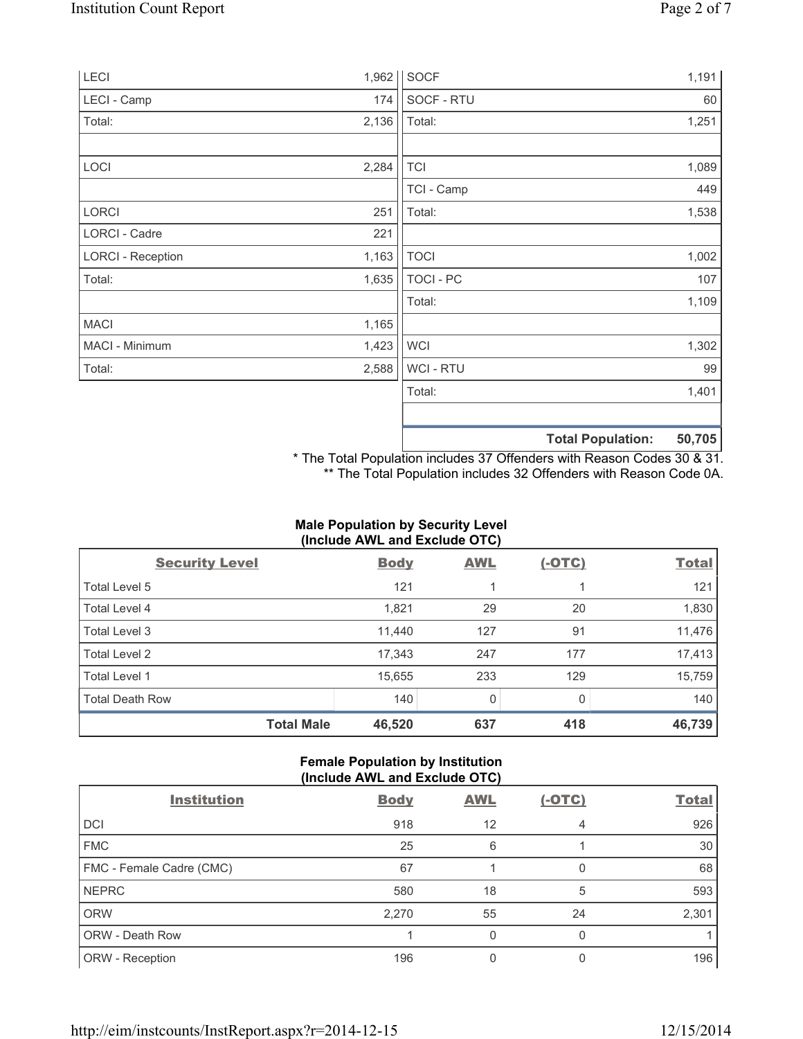| | | | |
|---|---|---|---|
| LECI | 1,962 | SOCF | 1,191 |
| LECI - Camp | 174 | SOCF - RTU | 60 |
| Total: | 2,136 | Total: | 1,251 |
| | | | |
| LOCI | 2,284 | TCI | 1,089 |
| | | TCI - Camp | 449 |
| LORCI | 251 | Total: | 1,538 |
| LORCI - Cadre | 221 | | |
| LORCI - Reception | 1,163 | TOCI | 1,002 |
| Total: | 1,635 | TOCI - PC | 107 |
| | | Total: | 1,109 |
| MACI | 1,165 | | |
| MACI - Minimum | 1,423 | WCI | 1,302 |
| Total: | 2,588 | WCI - RTU | 99 |
| | | Total: | 1,401 |
| | | | |
| | | **Total Population:** | **50,705** |

\* The Total Population includes 37 Offenders with Reason Codes 30 & 31.
\*\* The Total Population includes 32 Offenders with Reason Code 0A.

### Male Population by Security Level (Include AWL and Exclude OTC)

| Security Level | Body | AWL | (-OTC) | Total |
|---|---|---|---|---|
| Total Level 5 | 121 | 1 | 1 | 121 |
| Total Level 4 | 1,821 | 29 | 20 | 1,830 |
| Total Level 3 | 11,440 | 127 | 91 | 11,476 |
| Total Level 2 | 17,343 | 247 | 177 | 17,413 |
| Total Level 1 | 15,655 | 233 | 129 | 15,759 |
| Total Death Row | 140 | 0 | 0 | 140 |
| **Total Male** | **46,520** | **637** | **418** | **46,739** |

### Female Population by Institution (Include AWL and Exclude OTC)

| Institution | Body | AWL | (-OTC) | Total |
|---|---|---|---|---|
| DCI | 918 | 12 | 4 | 926 |
| FMC | 25 | 6 | 1 | 30 |
| FMC - Female Cadre (CMC) | 67 | 1 | 0 | 68 |
| NEPRC | 580 | 18 | 5 | 593 |
| ORW | 2,270 | 55 | 24 | 2,301 |
| ORW - Death Row | 1 | 0 | 0 | 1 |
| ORW - Reception | 196 | 0 | 0 | 196 |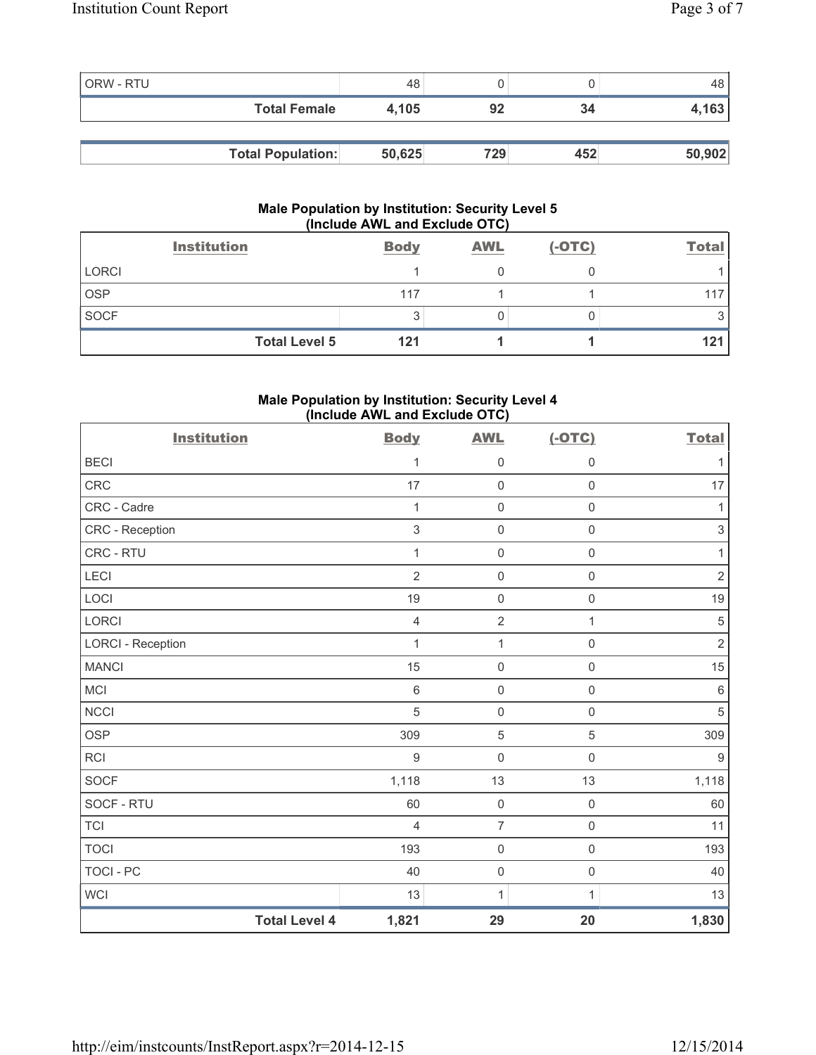| | | | | |
|---|---|---|---|---|
| ORW - RTU | 48 | 0 | 0 | 48 |
| **Total Female** | **4,105** | **92** | **34** | **4,163** |

| | | | | |
|---|---|---|---|---|
| **Total Population:** | **50,625** | **729** | **452** | **50,902** |

### Male Population by Institution: Security Level 5 (Include AWL and Exclude OTC)

| Institution | Body | AWL | (-OTC) | Total |
|---|---|---|---|---|
| LORCI | 1 | 0 | 0 | 1 |
| OSP | 117 | 1 | 1 | 117 |
| SOCF | 3 | 0 | 0 | 3 |
| **Total Level 5** | **121** | **1** | **1** | **121** |

### Male Population by Institution: Security Level 4 (Include AWL and Exclude OTC)

| Institution | Body | AWL | (-OTC) | Total |
|---|---|---|---|---|
| BECI | 1 | 0 | 0 | 1 |
| CRC | 17 | 0 | 0 | 17 |
| CRC - Cadre | 1 | 0 | 0 | 1 |
| CRC - Reception | 3 | 0 | 0 | 3 |
| CRC - RTU | 1 | 0 | 0 | 1 |
| LECI | 2 | 0 | 0 | 2 |
| LOCI | 19 | 0 | 0 | 19 |
| LORCI | 4 | 2 | 1 | 5 |
| LORCI - Reception | 1 | 1 | 0 | 2 |
| MANCI | 15 | 0 | 0 | 15 |
| MCI | 6 | 0 | 0 | 6 |
| NCCI | 5 | 0 | 0 | 5 |
| OSP | 309 | 5 | 5 | 309 |
| RCI | 9 | 0 | 0 | 9 |
| SOCF | 1,118 | 13 | 13 | 1,118 |
| SOCF - RTU | 60 | 0 | 0 | 60 |
| TCI | 4 | 7 | 0 | 11 |
| TOCI | 193 | 0 | 0 | 193 |
| TOCI - PC | 40 | 0 | 0 | 40 |
| WCI | 13 | 1 | 1 | 13 |
| **Total Level 4** | **1,821** | **29** | **20** | **1,830** |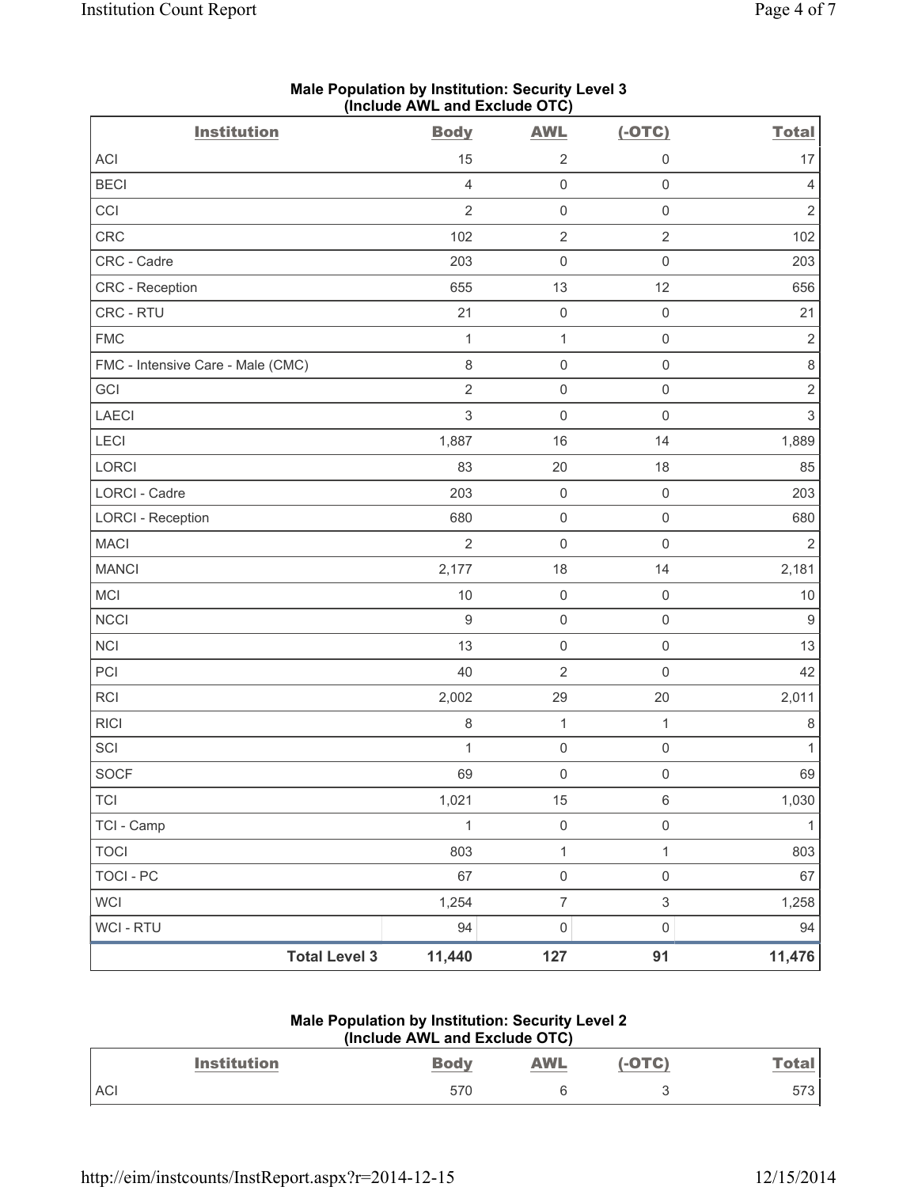**Male Population by Institution: Security Level 3**
**(Include AWL and Exclude OTC)**

| Institution | Body | AWL | (-OTC) | Total |
|---|---|---|---|---|
| ACI | 15 | 2 | 0 | 17 |
| BECI | 4 | 0 | 0 | 4 |
| CCI | 2 | 0 | 0 | 2 |
| CRC | 102 | 2 | 2 | 102 |
| CRC - Cadre | 203 | 0 | 0 | 203 |
| CRC - Reception | 655 | 13 | 12 | 656 |
| CRC - RTU | 21 | 0 | 0 | 21 |
| FMC | 1 | 1 | 0 | 2 |
| FMC - Intensive Care - Male (CMC) | 8 | 0 | 0 | 8 |
| GCI | 2 | 0 | 0 | 2 |
| LAECI | 3 | 0 | 0 | 3 |
| LECI | 1,887 | 16 | 14 | 1,889 |
| LORCI | 83 | 20 | 18 | 85 |
| LORCI - Cadre | 203 | 0 | 0 | 203 |
| LORCI - Reception | 680 | 0 | 0 | 680 |
| MACI | 2 | 0 | 0 | 2 |
| MANCI | 2,177 | 18 | 14 | 2,181 |
| MCI | 10 | 0 | 0 | 10 |
| NCCI | 9 | 0 | 0 | 9 |
| NCI | 13 | 0 | 0 | 13 |
| PCI | 40 | 2 | 0 | 42 |
| RCI | 2,002 | 29 | 20 | 2,011 |
| RICI | 8 | 1 | 1 | 8 |
| SCI | 1 | 0 | 0 | 1 |
| SOCF | 69 | 0 | 0 | 69 |
| TCI | 1,021 | 15 | 6 | 1,030 |
| TCI - Camp | 1 | 0 | 0 | 1 |
| TOCI | 803 | 1 | 1 | 803 |
| TOCI - PC | 67 | 0 | 0 | 67 |
| WCI | 1,254 | 7 | 3 | 1,258 |
| WCI - RTU | 94 | 0 | 0 | 94 |
| **Total Level 3** | **11,440** | **127** | **91** | **11,476** |

**Male Population by Institution: Security Level 2**
**(Include AWL and Exclude OTC)**

| Institution | Body | AWL | (-OTC) | Total |
|---|---|---|---|---|
| ACI | 570 | 6 | 3 | 573 |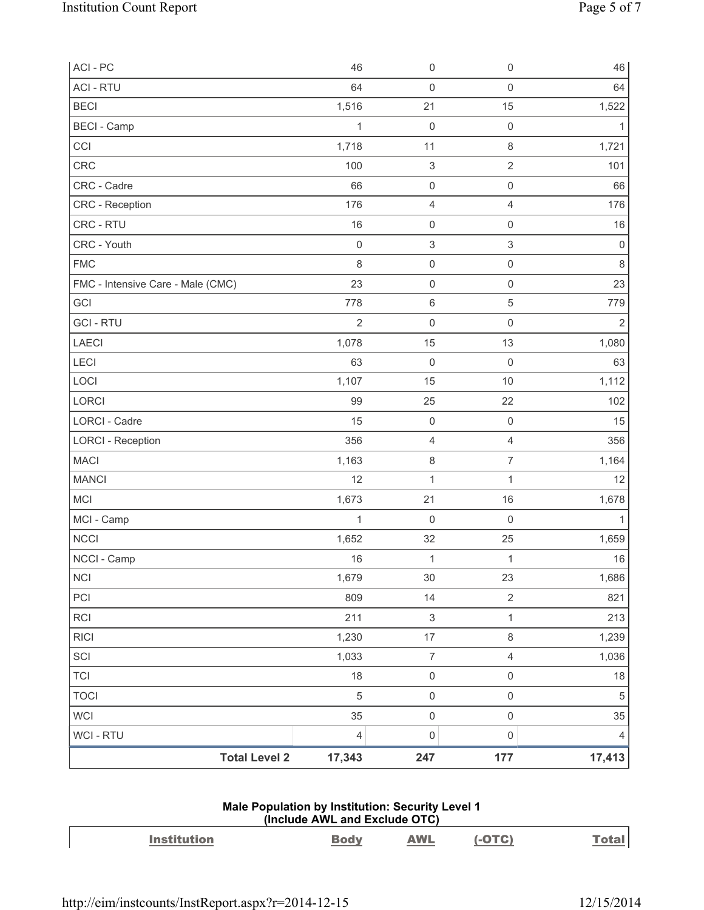| | | | | |
|---|---|---|---|---|
| ACI - PC | 46 | 0 | 0 | 46 |
| ACI - RTU | 64 | 0 | 0 | 64 |
| BECI | 1,516 | 21 | 15 | 1,522 |
| BECI - Camp | 1 | 0 | 0 | 1 |
| CCI | 1,718 | 11 | 8 | 1,721 |
| CRC | 100 | 3 | 2 | 101 |
| CRC - Cadre | 66 | 0 | 0 | 66 |
| CRC - Reception | 176 | 4 | 4 | 176 |
| CRC - RTU | 16 | 0 | 0 | 16 |
| CRC - Youth | 0 | 3 | 3 | 0 |
| FMC | 8 | 0 | 0 | 8 |
| FMC - Intensive Care - Male (CMC) | 23 | 0 | 0 | 23 |
| GCI | 778 | 6 | 5 | 779 |
| GCI - RTU | 2 | 0 | 0 | 2 |
| LAECI | 1,078 | 15 | 13 | 1,080 |
| LECI | 63 | 0 | 0 | 63 |
| LOCI | 1,107 | 15 | 10 | 1,112 |
| LORCI | 99 | 25 | 22 | 102 |
| LORCI - Cadre | 15 | 0 | 0 | 15 |
| LORCI - Reception | 356 | 4 | 4 | 356 |
| MACI | 1,163 | 8 | 7 | 1,164 |
| MANCI | 12 | 1 | 1 | 12 |
| MCI | 1,673 | 21 | 16 | 1,678 |
| MCI - Camp | 1 | 0 | 0 | 1 |
| NCCI | 1,652 | 32 | 25 | 1,659 |
| NCCI - Camp | 16 | 1 | 1 | 16 |
| NCI | 1,679 | 30 | 23 | 1,686 |
| PCI | 809 | 14 | 2 | 821 |
| RCI | 211 | 3 | 1 | 213 |
| RICI | 1,230 | 17 | 8 | 1,239 |
| SCI | 1,033 | 7 | 4 | 1,036 |
| TCI | 18 | 0 | 0 | 18 |
| TOCI | 5 | 0 | 0 | 5 |
| WCI | 35 | 0 | 0 | 35 |
| WCI - RTU | 4 | 0 | 0 | 4 |
| **Total Level 2** | **17,343** | **247** | **177** | **17,413** |

**Male Population by Institution: Security Level 1**
**(Include AWL and Exclude OTC)**

| Institution | Body | AWL | (-OTC) | Total |
|---|---|---|---|---|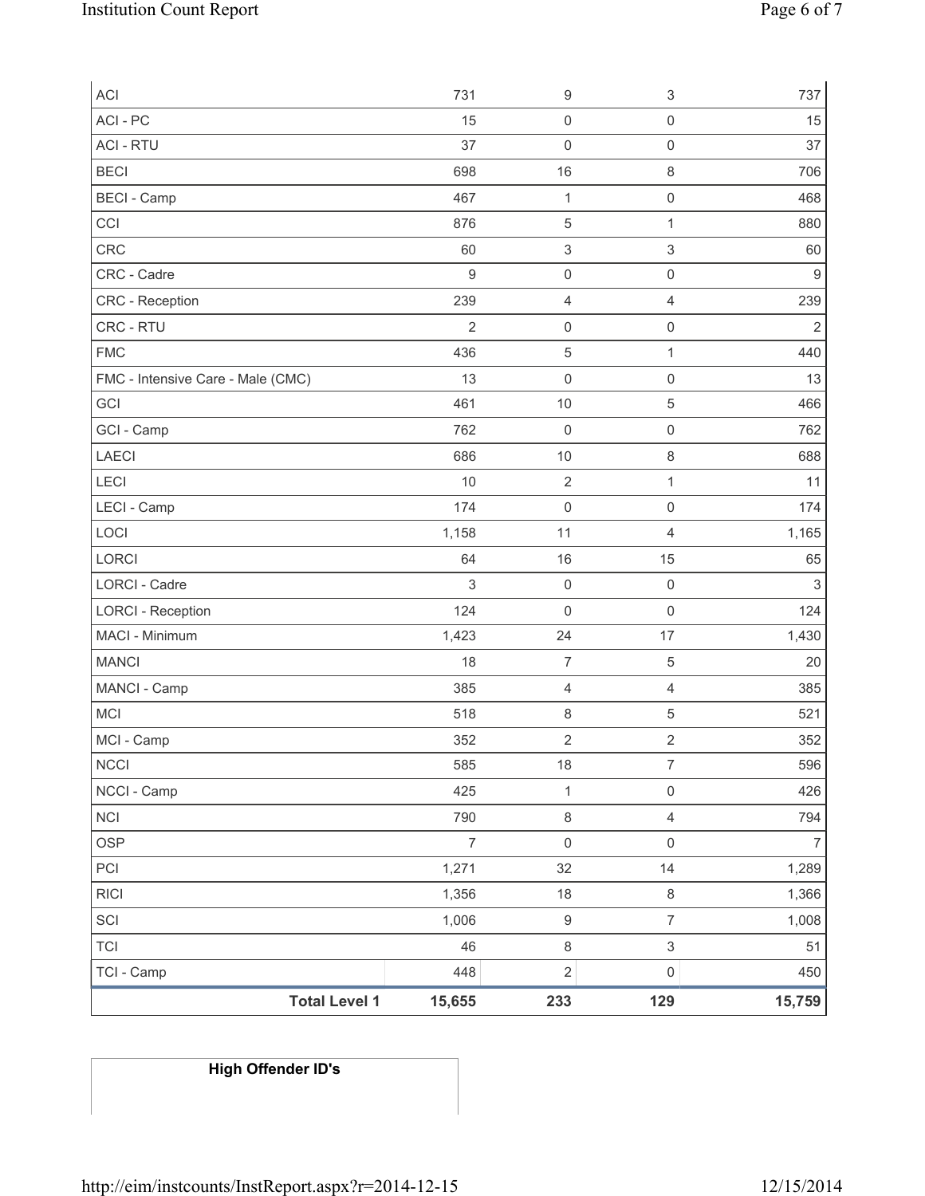| | | | | |
|---|---|---|---|---|
| ACI | 731 | 9 | 3 | 737 |
| ACI - PC | 15 | 0 | 0 | 15 |
| ACI - RTU | 37 | 0 | 0 | 37 |
| BECI | 698 | 16 | 8 | 706 |
| BECI - Camp | 467 | 1 | 0 | 468 |
| CCI | 876 | 5 | 1 | 880 |
| CRC | 60 | 3 | 3 | 60 |
| CRC - Cadre | 9 | 0 | 0 | 9 |
| CRC - Reception | 239 | 4 | 4 | 239 |
| CRC - RTU | 2 | 0 | 0 | 2 |
| FMC | 436 | 5 | 1 | 440 |
| FMC - Intensive Care - Male (CMC) | 13 | 0 | 0 | 13 |
| GCI | 461 | 10 | 5 | 466 |
| GCI - Camp | 762 | 0 | 0 | 762 |
| LAECI | 686 | 10 | 8 | 688 |
| LECI | 10 | 2 | 1 | 11 |
| LECI - Camp | 174 | 0 | 0 | 174 |
| LOCI | 1,158 | 11 | 4 | 1,165 |
| LORCI | 64 | 16 | 15 | 65 |
| LORCI - Cadre | 3 | 0 | 0 | 3 |
| LORCI - Reception | 124 | 0 | 0 | 124 |
| MACI - Minimum | 1,423 | 24 | 17 | 1,430 |
| MANCI | 18 | 7 | 5 | 20 |
| MANCI - Camp | 385 | 4 | 4 | 385 |
| MCI | 518 | 8 | 5 | 521 |
| MCI - Camp | 352 | 2 | 2 | 352 |
| NCCI | 585 | 18 | 7 | 596 |
| NCCI - Camp | 425 | 1 | 0 | 426 |
| NCI | 790 | 8 | 4 | 794 |
| OSP | 7 | 0 | 0 | 7 |
| PCI | 1,271 | 32 | 14 | 1,289 |
| RICI | 1,356 | 18 | 8 | 1,366 |
| SCI | 1,006 | 9 | 7 | 1,008 |
| TCI | 46 | 8 | 3 | 51 |
| TCI - Camp | 448 | 2 | 0 | 450 |
| **Total Level 1** | **15,655** | **233** | **129** | **15,759** |

| **High Offender ID's** |
|---|
| |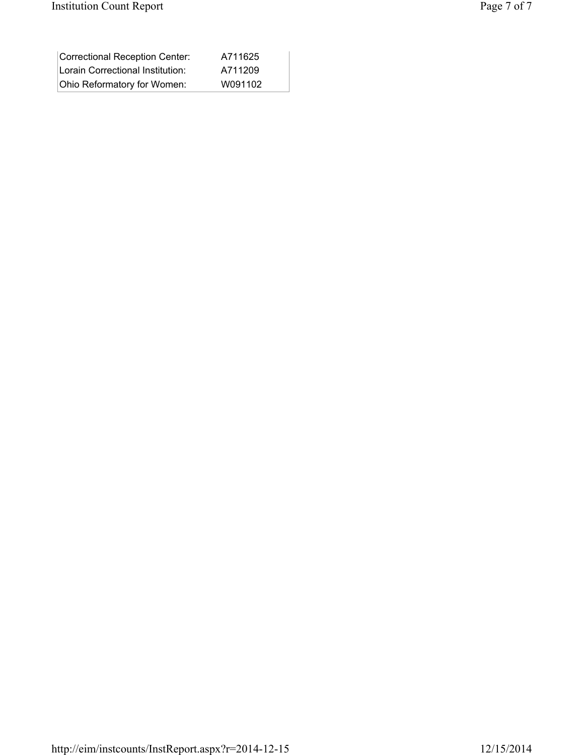| | |
|---|---|
| Correctional Reception Center: | A711625 |
| Lorain Correctional Institution: | A711209 |
| Ohio Reformatory for Women: | W091102 |